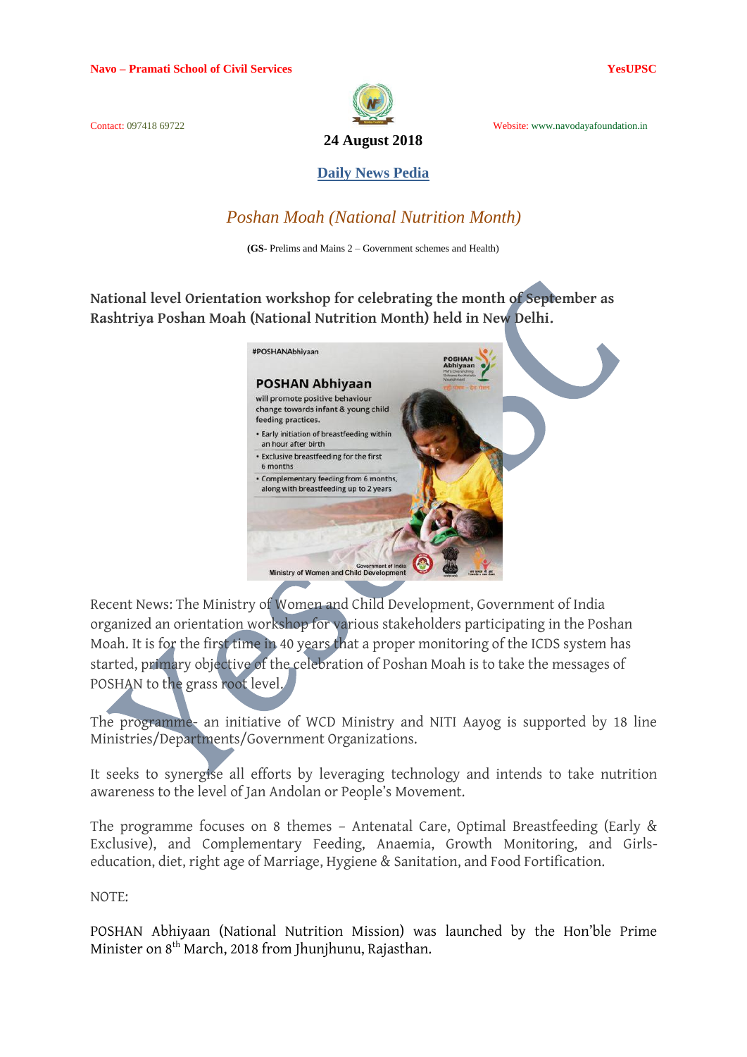24 August 2018

## Daily News Pedia

### *Poshan Moah (National Nutrition Month)*

**(GS-** Prelims and Mains 2 – Government schemes and Health)

**National level Orientation workshop for celebrating the month of September as Rashtriya Poshan Moah (National Nutrition Month) held in New Delhi.**

Recent News: The Ministry of Women and Child Development, Government of India organized an orientation workshop for various stakeholders participating in the Poshan Moah. It is for the first time in 40 years that a proper monitoring of the ICDS system has started, primary objective of the celebration of Poshan Moah is to take the messages of POSHAN to the grass root level.

The programme- an initiative of WCD Ministry and NITI Aayog is supported by 18 line Ministries/Departments/Government Organizations.

It seeks to synergise all efforts by leveraging technology and intends to take nutrition awareness to the level of Jan Andolan or People's Movement.

The programme focuses on 8 themes – Antenatal Care, Optimal Breastfeeding (Early & Exclusive), and Complementary Feeding, Anaemia, Growth Monitoring, and Girls-education, diet, right age of Marriage, Hygiene & Sanitation, and Food Fortification.

NOTE:

POSHAN Abhiyaan (National Nutrition Mission) was launched by the Hon'ble Prime Minister on 8th March, 2018 from Jhunjhunu, Rajasthan.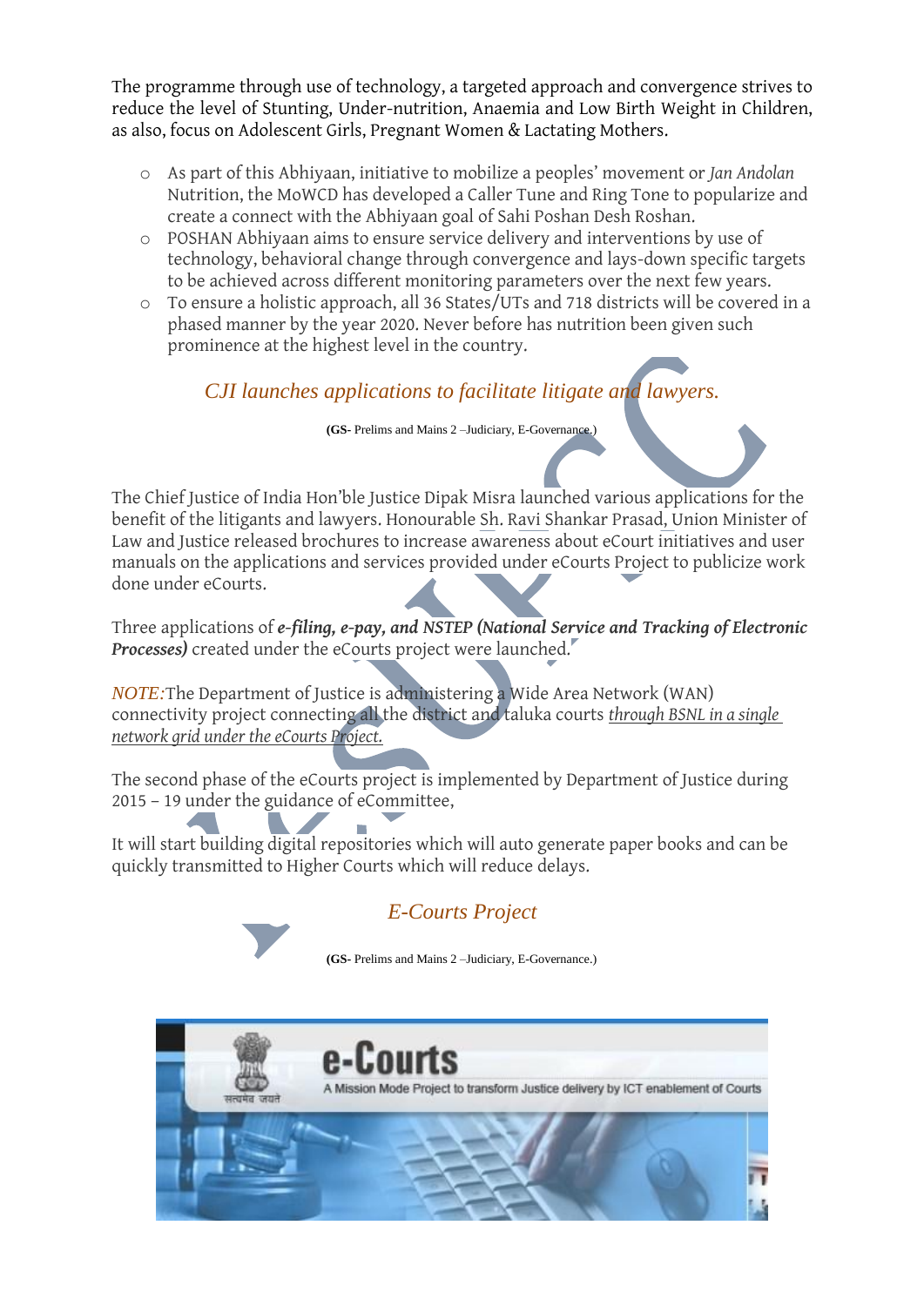The programme through use of technology, a targeted approach and convergence strives to reduce the level of Stunting, Under-nutrition, Anaemia and Low Birth Weight in Children, as also, focus on Adolescent Girls, Pregnant Women & Lactating Mothers.

- As part of this Abhiyaan, initiative to mobilize a peoples' movement or *Jan Andolan* Nutrition, the MoWCD has developed a Caller Tune and Ring Tone to popularize and create a connect with the Abhiyaan goal of Sahi Poshan Desh Roshan.
- POSHAN Abhiyaan aims to ensure service delivery and interventions by use of technology, behavioral change through convergence and lays-down specific targets to be achieved across different monitoring parameters over the next few years.
- To ensure a holistic approach, all 36 States/UTs and 718 districts will be covered in a phased manner by the year 2020. Never before has nutrition been given such prominence at the highest level in the country.

## *CJI launches applications to facilitate litigate and lawyers.*

(**GS**- Prelims and Mains 2 –Judiciary, E-Governance.)

The Chief Justice of India Hon'ble Justice Dipak Misra launched various applications for the benefit of the litigants and lawyers. Honourable Sh. Ravi Shankar Prasad, Union Minister of Law and Justice released brochures to increase awareness about eCourt initiatives and user manuals on the applications and services provided under eCourts Project to publicize work done under eCourts.

Three applications of ***e-filing, e-pay, and NSTEP (National Service and Tracking of Electronic Processes)*** created under the eCourts project were launched.

*NOTE:*The Department of Justice is administering a Wide Area Network (WAN) connectivity project connecting all the district and taluka courts *through BSNL in a single network grid under the eCourts Project.*

The second phase of the eCourts project is implemented by Department of Justice during 2015 – 19 under the guidance of eCommittee,

It will start building digital repositories which will auto generate paper books and can be quickly transmitted to Higher Courts which will reduce delays.

## *E-Courts Project*

(**GS**- Prelims and Mains 2 –Judiciary, E-Governance.)

e-Courts

A Mission Mode Project to transform Justice delivery by ICT enablement of Courts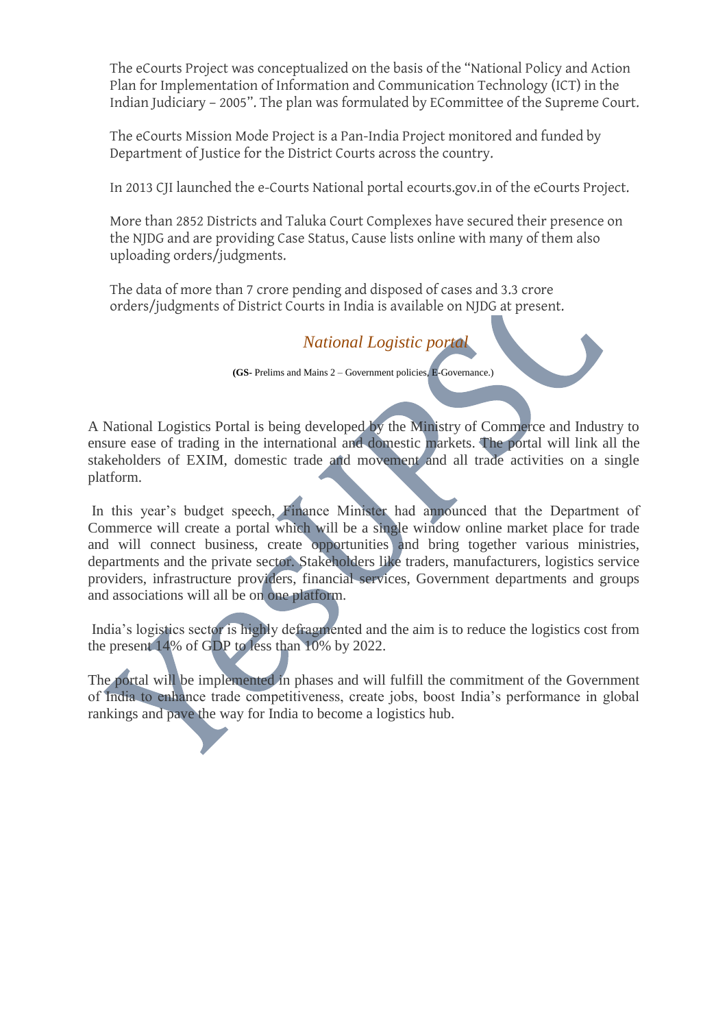The eCourts Project was conceptualized on the basis of the "National Policy and Action Plan for Implementation of Information and Communication Technology (ICT) in the Indian Judiciary – 2005". The plan was formulated by ECommittee of the Supreme Court.

The eCourts Mission Mode Project is a Pan-India Project monitored and funded by Department of Justice for the District Courts across the country.

In 2013 CJI launched the e-Courts National portal ecourts.gov.in of the eCourts Project.

More than 2852 Districts and Taluka Court Complexes have secured their presence on the NJDG and are providing Case Status, Cause lists online with many of them also uploading orders/judgments.

The data of more than 7 crore pending and disposed of cases and 3.3 crore orders/judgments of District Courts in India is available on NJDG at present.

## *National Logistic portal*

**(GS-** Prelims and Mains 2 – Government policies, E-Governance.)

A National Logistics Portal is being developed by the Ministry of Commerce and Industry to ensure ease of trading in the international and domestic markets. The portal will link all the stakeholders of EXIM, domestic trade and movement and all trade activities on a single platform.

In this year's budget speech, Finance Minister had announced that the Department of Commerce will create a portal which will be a single window online market place for trade and will connect business, create opportunities and bring together various ministries, departments and the private sector. Stakeholders like traders, manufacturers, logistics service providers, infrastructure providers, financial services, Government departments and groups and associations will all be on one platform.

India's logistics sector is highly defragmented and the aim is to reduce the logistics cost from the present 14% of GDP to less than 10% by 2022.

The portal will be implemented in phases and will fulfill the commitment of the Government of India to enhance trade competitiveness, create jobs, boost India's performance in global rankings and pave the way for India to become a logistics hub.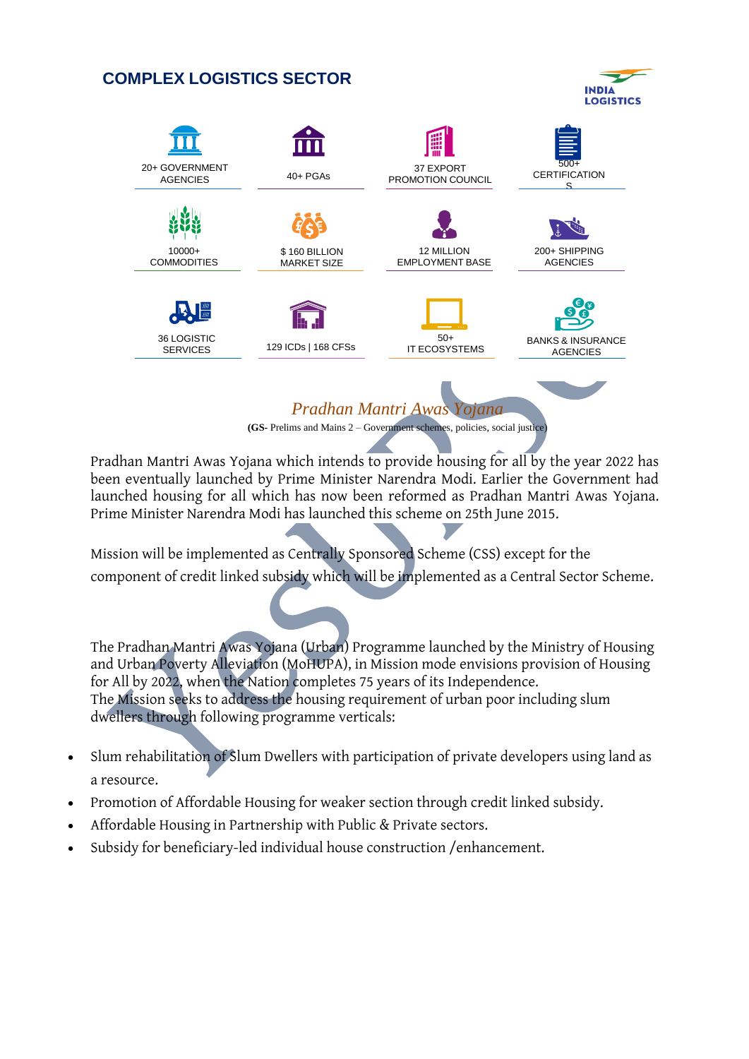## COMPLEX LOGISTICS SECTOR

INDIA LOGISTICS

| | | | |
|---|---|---|---|
| 20+ GOVERNMENT AGENCIES | 40+ PGAs | 37 EXPORT PROMOTION COUNCIL | 500+ CERTIFICATIONS |
| 10000+ COMMODITIES | $ 160 BILLION MARKET SIZE | 12 MILLION EMPLOYMENT BASE | 200+ SHIPPING AGENCIES |
| 36 LOGISTIC SERVICES | 129 ICDs \| 168 CFSs | 50+ IT ECOSYSTEMS | BANKS & INSURANCE AGENCIES |

## *Pradhan Mantri Awas Yojana*

**(GS-** Prelims and Mains 2 – Government schemes, policies, social justice)

Pradhan Mantri Awas Yojana which intends to provide housing for all by the year 2022 has been eventually launched by Prime Minister Narendra Modi. Earlier the Government had launched housing for all which has now been reformed as Pradhan Mantri Awas Yojana. Prime Minister Narendra Modi has launched this scheme on 25th June 2015.

Mission will be implemented as Centrally Sponsored Scheme (CSS) except for the component of credit linked subsidy which will be implemented as a Central Sector Scheme.

The Pradhan Mantri Awas Yojana (Urban) Programme launched by the Ministry of Housing and Urban Poverty Alleviation (MoHUPA), in Mission mode envisions provision of Housing for All by 2022, when the Nation completes 75 years of its Independence.
The Mission seeks to address the housing requirement of urban poor including slum dwellers through following programme verticals:

- Slum rehabilitation of Slum Dwellers with participation of private developers using land as a resource.
- Promotion of Affordable Housing for weaker section through credit linked subsidy.
- Affordable Housing in Partnership with Public & Private sectors.
- Subsidy for beneficiary-led individual house construction /enhancement.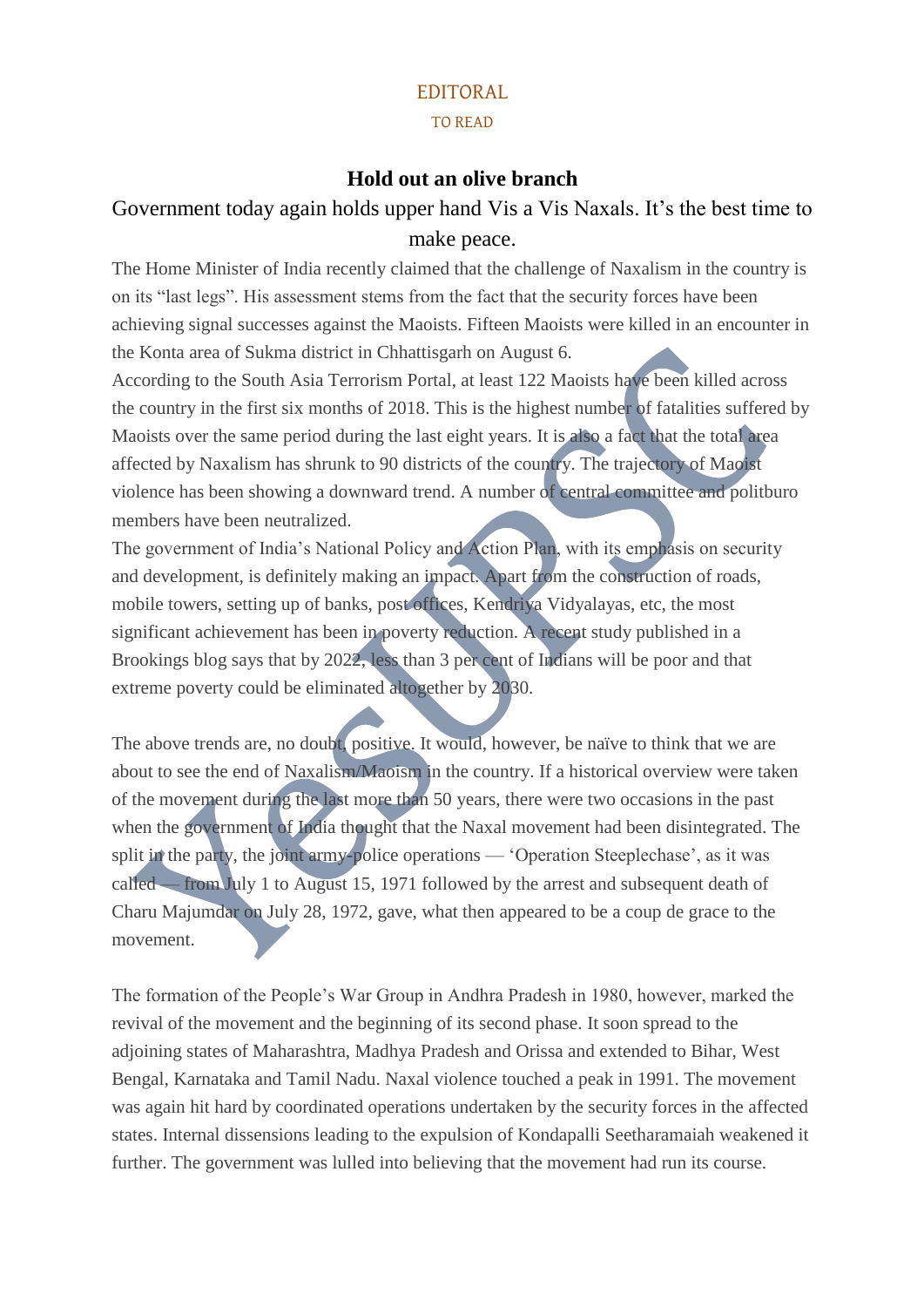EDITORAL

TO READ

### Hold out an olive branch

## Government today again holds upper hand Vis a Vis Naxals. It's the best time to make peace.

The Home Minister of India recently claimed that the challenge of Naxalism in the country is on its "last legs". His assessment stems from the fact that the security forces have been achieving signal successes against the Maoists. Fifteen Maoists were killed in an encounter in the Konta area of Sukma district in Chhattisgarh on August 6.

According to the South Asia Terrorism Portal, at least 122 Maoists have been killed across the country in the first six months of 2018. This is the highest number of fatalities suffered by Maoists over the same period during the last eight years. It is also a fact that the total area affected by Naxalism has shrunk to 90 districts of the country. The trajectory of Maoist violence has been showing a downward trend. A number of central committee and politburo members have been neutralized.

The government of India's National Policy and Action Plan, with its emphasis on security and development, is definitely making an impact. Apart from the construction of roads, mobile towers, setting up of banks, post offices, Kendriya Vidyalayas, etc, the most significant achievement has been in poverty reduction. A recent study published in a Brookings blog says that by 2022, less than 3 per cent of Indians will be poor and that extreme poverty could be eliminated altogether by 2030.

The above trends are, no doubt, positive. It would, however, be naïve to think that we are about to see the end of Naxalism/Maoism in the country. If a historical overview were taken of the movement during the last more than 50 years, there were two occasions in the past when the government of India thought that the Naxal movement had been disintegrated. The split in the party, the joint army-police operations — 'Operation Steeplechase', as it was called — from July 1 to August 15, 1971 followed by the arrest and subsequent death of Charu Majumdar on July 28, 1972, gave, what then appeared to be a coup de grace to the movement.

The formation of the People's War Group in Andhra Pradesh in 1980, however, marked the revival of the movement and the beginning of its second phase. It soon spread to the adjoining states of Maharashtra, Madhya Pradesh and Orissa and extended to Bihar, West Bengal, Karnataka and Tamil Nadu. Naxal violence touched a peak in 1991. The movement was again hit hard by coordinated operations undertaken by the security forces in the affected states. Internal dissensions leading to the expulsion of Kondapalli Seetharamaiah weakened it further. The government was lulled into believing that the movement had run its course.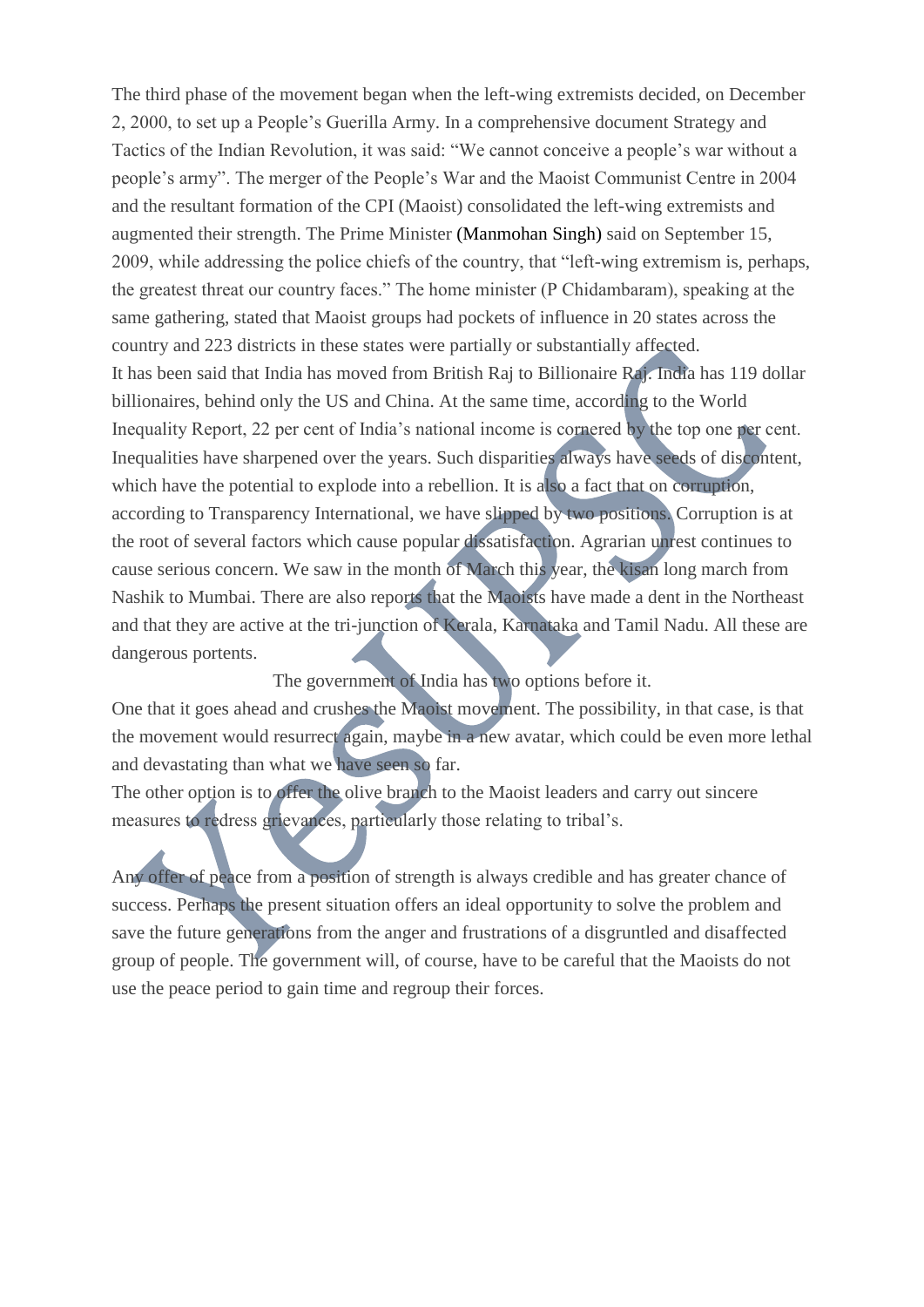The third phase of the movement began when the left-wing extremists decided, on December 2, 2000, to set up a People's Guerilla Army. In a comprehensive document Strategy and Tactics of the Indian Revolution, it was said: "We cannot conceive a people's war without a people's army". The merger of the People's War and the Maoist Communist Centre in 2004 and the resultant formation of the CPI (Maoist) consolidated the left-wing extremists and augmented their strength. The Prime Minister (Manmohan Singh) said on September 15, 2009, while addressing the police chiefs of the country, that "left-wing extremism is, perhaps, the greatest threat our country faces." The home minister (P Chidambaram), speaking at the same gathering, stated that Maoist groups had pockets of influence in 20 states across the country and 223 districts in these states were partially or substantially affected.

It has been said that India has moved from British Raj to Billionaire Raj. India has 119 dollar billionaires, behind only the US and China. At the same time, according to the World Inequality Report, 22 per cent of India's national income is cornered by the top one per cent. Inequalities have sharpened over the years. Such disparities always have seeds of discontent, which have the potential to explode into a rebellion. It is also a fact that on corruption, according to Transparency International, we have slipped by two positions. Corruption is at the root of several factors which cause popular dissatisfaction. Agrarian unrest continues to cause serious concern. We saw in the month of March this year, the kisan long march from Nashik to Mumbai. There are also reports that the Maoists have made a dent in the Northeast and that they are active at the tri-junction of Kerala, Karnataka and Tamil Nadu. All these are dangerous portents.

The government of India has two options before it.

One that it goes ahead and crushes the Maoist movement. The possibility, in that case, is that the movement would resurrect again, maybe in a new avatar, which could be even more lethal and devastating than what we have seen so far.

The other option is to offer the olive branch to the Maoist leaders and carry out sincere measures to redress grievances, particularly those relating to tribal's.

Any offer of peace from a position of strength is always credible and has greater chance of success. Perhaps the present situation offers an ideal opportunity to solve the problem and save the future generations from the anger and frustrations of a disgruntled and disaffected group of people. The government will, of course, have to be careful that the Maoists do not use the peace period to gain time and regroup their forces.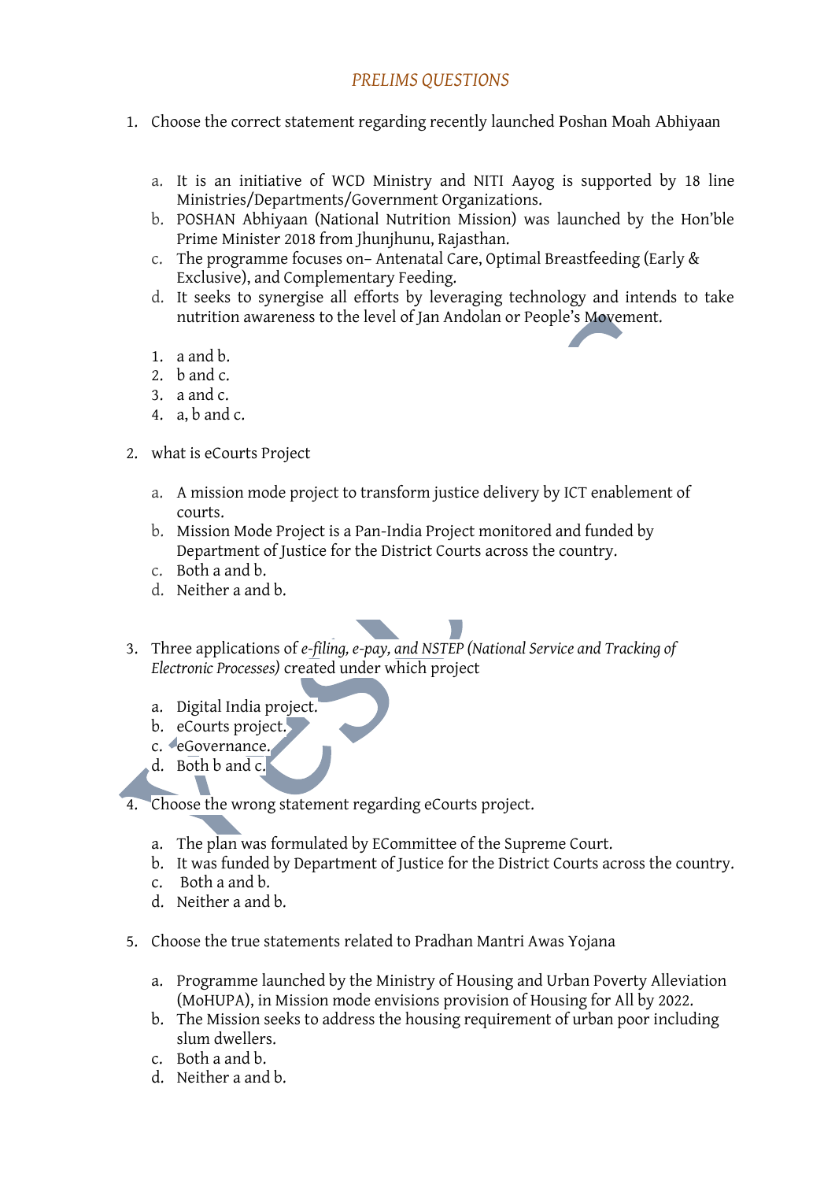## *PRELIMS QUESTIONS*

1. Choose the correct statement regarding recently launched Poshan Moah Abhiyaan

   a. It is an initiative of WCD Ministry and NITI Aayog is supported by 18 line Ministries/Departments/Government Organizations.
   b. POSHAN Abhiyaan (National Nutrition Mission) was launched by the Hon'ble Prime Minister 2018 from Jhunjhunu, Rajasthan.
   c. The programme focuses on– Antenatal Care, Optimal Breastfeeding (Early & Exclusive), and Complementary Feeding.
   d. It seeks to synergise all efforts by leveraging technology and intends to take nutrition awareness to the level of Jan Andolan or People's Movement.

   1. a and b.
   2. b and c.
   3. a and c.
   4. a, b and c.

2. what is eCourts Project

   a. A mission mode project to transform justice delivery by ICT enablement of courts.
   b. Mission Mode Project is a Pan-India Project monitored and funded by Department of Justice for the District Courts across the country.
   c. Both a and b.
   d. Neither a and b.

3. Three applications of *e-filing, e-pay, and NSTEP (National Service and Tracking of Electronic Processes)* created under which project

   a. Digital India project.
   b. eCourts project.
   c. eGovernance.
   d. Both b and c.

4. Choose the wrong statement regarding eCourts project.

   a. The plan was formulated by ECommittee of the Supreme Court.
   b. It was funded by Department of Justice for the District Courts across the country.
   c. Both a and b.
   d. Neither a and b.

5. Choose the true statements related to Pradhan Mantri Awas Yojana

   a. Programme launched by the Ministry of Housing and Urban Poverty Alleviation (MoHUPA), in Mission mode envisions provision of Housing for All by 2022.
   b. The Mission seeks to address the housing requirement of urban poor including slum dwellers.
   c. Both a and b.
   d. Neither a and b.